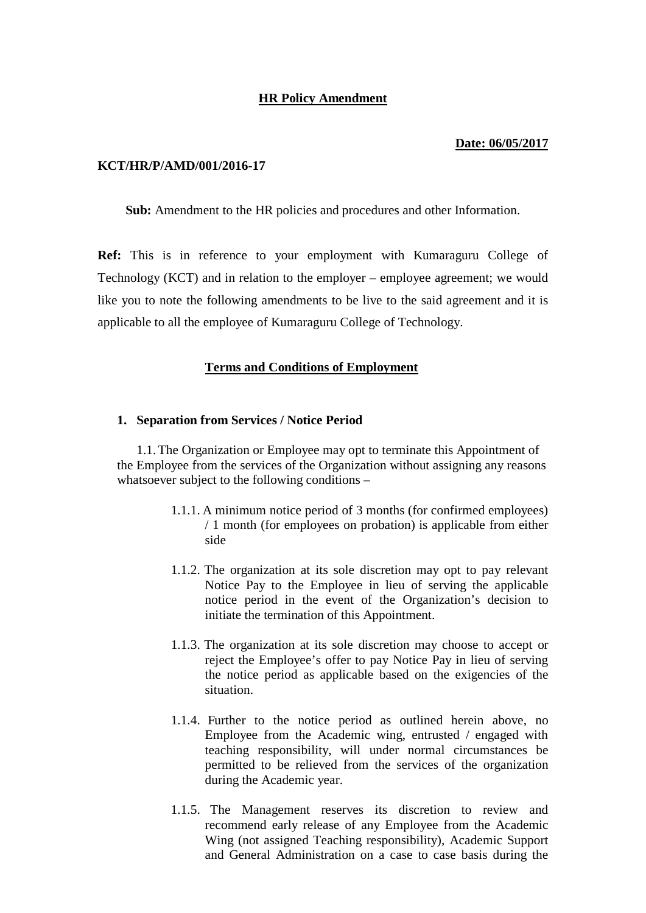# HR Policy Amendment

**Date: 06/05/2017**

**KCT/HR/P/AMD/001/2016-17**

**Sub:** Amendment to the HR policies and procedures and other Information.

**Ref:** This is in reference to your employment with Kumaraguru College of Technology (KCT) and in relation to the employer – employee agreement; we would like you to note the following amendments to be live to the said agreement and it is applicable to all the employee of Kumaraguru College of Technology.

## Terms and Conditions of Employment

### 1. Separation from Services / Notice Period

1.1. The Organization or Employee may opt to terminate this Appointment of the Employee from the services of the Organization without assigning any reasons whatsoever subject to the following conditions –

1.1.1. A minimum notice period of 3 months (for confirmed employees) / 1 month (for employees on probation) is applicable from either side

1.1.2. The organization at its sole discretion may opt to pay relevant Notice Pay to the Employee in lieu of serving the applicable notice period in the event of the Organization's decision to initiate the termination of this Appointment.

1.1.3. The organization at its sole discretion may choose to accept or reject the Employee's offer to pay Notice Pay in lieu of serving the notice period as applicable based on the exigencies of the situation.

1.1.4. Further to the notice period as outlined herein above, no Employee from the Academic wing, entrusted / engaged with teaching responsibility, will under normal circumstances be permitted to be relieved from the services of the organization during the Academic year.

1.1.5. The Management reserves its discretion to review and recommend early release of any Employee from the Academic Wing (not assigned Teaching responsibility), Academic Support and General Administration on a case to case basis during the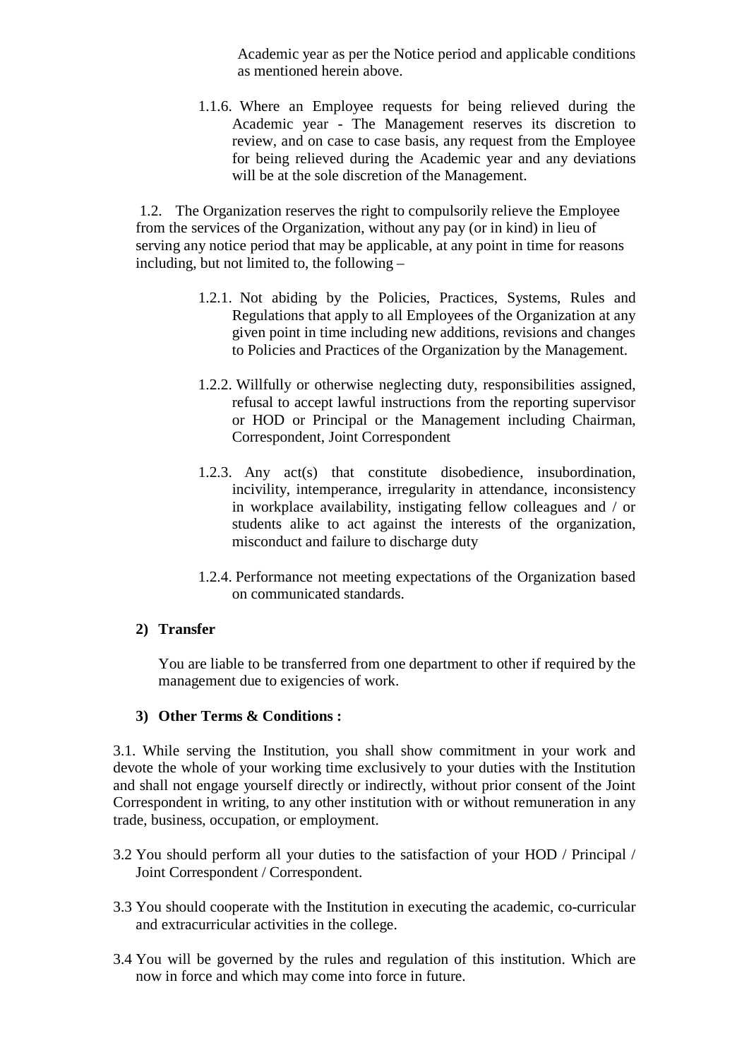Academic year as per the Notice period and applicable conditions as mentioned herein above.

1.1.6. Where an Employee requests for being relieved during the Academic year - The Management reserves its discretion to review, and on case to case basis, any request from the Employee for being relieved during the Academic year and any deviations will be at the sole discretion of the Management.

1.2. The Organization reserves the right to compulsorily relieve the Employee from the services of the Organization, without any pay (or in kind) in lieu of serving any notice period that may be applicable, at any point in time for reasons including, but not limited to, the following –

1.2.1. Not abiding by the Policies, Practices, Systems, Rules and Regulations that apply to all Employees of the Organization at any given point in time including new additions, revisions and changes to Policies and Practices of the Organization by the Management.

1.2.2. Willfully or otherwise neglecting duty, responsibilities assigned, refusal to accept lawful instructions from the reporting supervisor or HOD or Principal or the Management including Chairman, Correspondent, Joint Correspondent

1.2.3. Any act(s) that constitute disobedience, insubordination, incivility, intemperance, irregularity in attendance, inconsistency in workplace availability, instigating fellow colleagues and / or students alike to act against the interests of the organization, misconduct and failure to discharge duty

1.2.4. Performance not meeting expectations of the Organization based on communicated standards.

**2) Transfer**

You are liable to be transferred from one department to other if required by the management due to exigencies of work.

**3) Other Terms & Conditions :**

3.1. While serving the Institution, you shall show commitment in your work and devote the whole of your working time exclusively to your duties with the Institution and shall not engage yourself directly or indirectly, without prior consent of the Joint Correspondent in writing, to any other institution with or without remuneration in any trade, business, occupation, or employment.

3.2 You should perform all your duties to the satisfaction of your HOD / Principal / Joint Correspondent / Correspondent.

3.3 You should cooperate with the Institution in executing the academic, co-curricular and extracurricular activities in the college.

3.4 You will be governed by the rules and regulation of this institution. Which are now in force and which may come into force in future.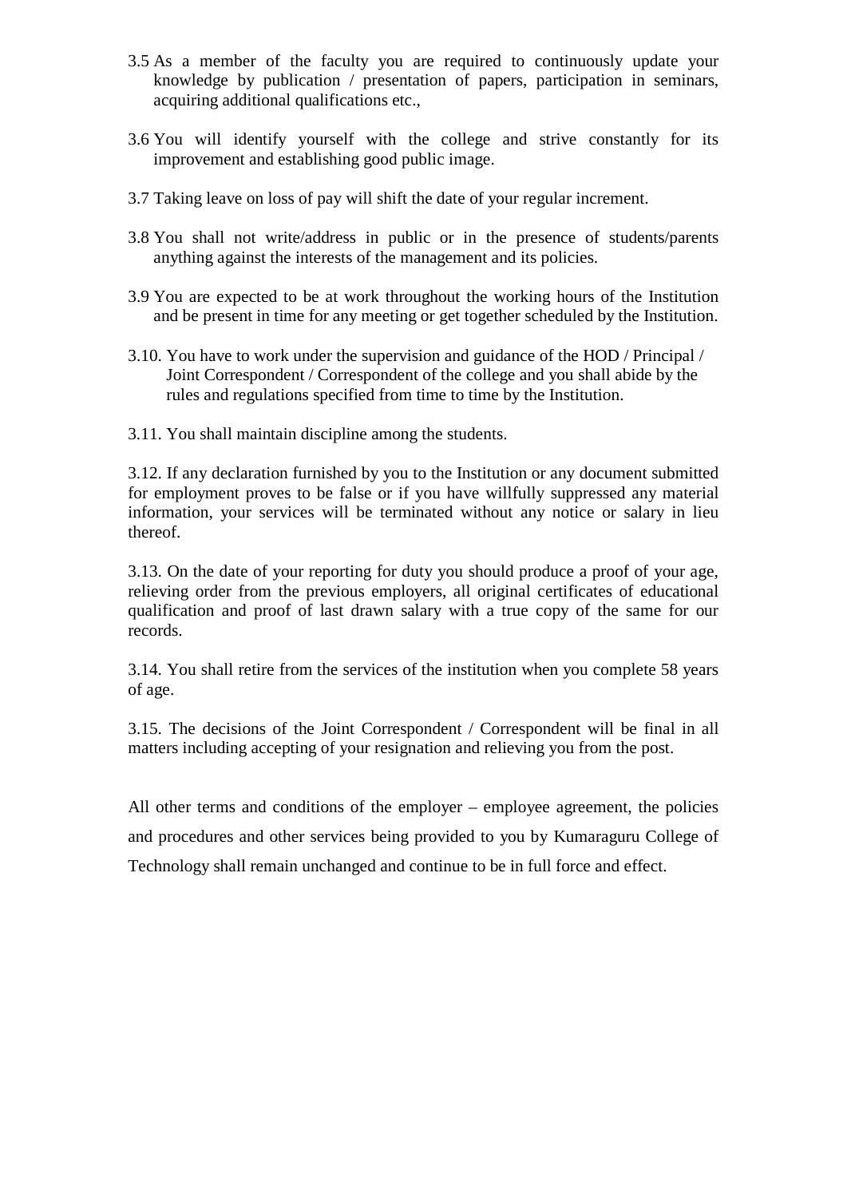3.5 As a member of the faculty you are required to continuously update your knowledge by publication / presentation of papers, participation in seminars, acquiring additional qualifications etc.,

3.6 You will identify yourself with the college and strive constantly for its improvement and establishing good public image.

3.7 Taking leave on loss of pay will shift the date of your regular increment.

3.8 You shall not write/address in public or in the presence of students/parents anything against the interests of the management and its policies.

3.9 You are expected to be at work throughout the working hours of the Institution and be present in time for any meeting or get together scheduled by the Institution.

3.10. You have to work under the supervision and guidance of the HOD / Principal / Joint Correspondent / Correspondent of the college and you shall abide by the rules and regulations specified from time to time by the Institution.

3.11. You shall maintain discipline among the students.

3.12. If any declaration furnished by you to the Institution or any document submitted for employment proves to be false or if you have willfully suppressed any material information, your services will be terminated without any notice or salary in lieu thereof.

3.13. On the date of your reporting for duty you should produce a proof of your age, relieving order from the previous employers, all original certificates of educational qualification and proof of last drawn salary with a true copy of the same for our records.

3.14. You shall retire from the services of the institution when you complete 58 years of age.

3.15. The decisions of the Joint Correspondent / Correspondent will be final in all matters including accepting of your resignation and relieving you from the post.

All other terms and conditions of the employer – employee agreement, the policies and procedures and other services being provided to you by Kumaraguru College of Technology shall remain unchanged and continue to be in full force and effect.